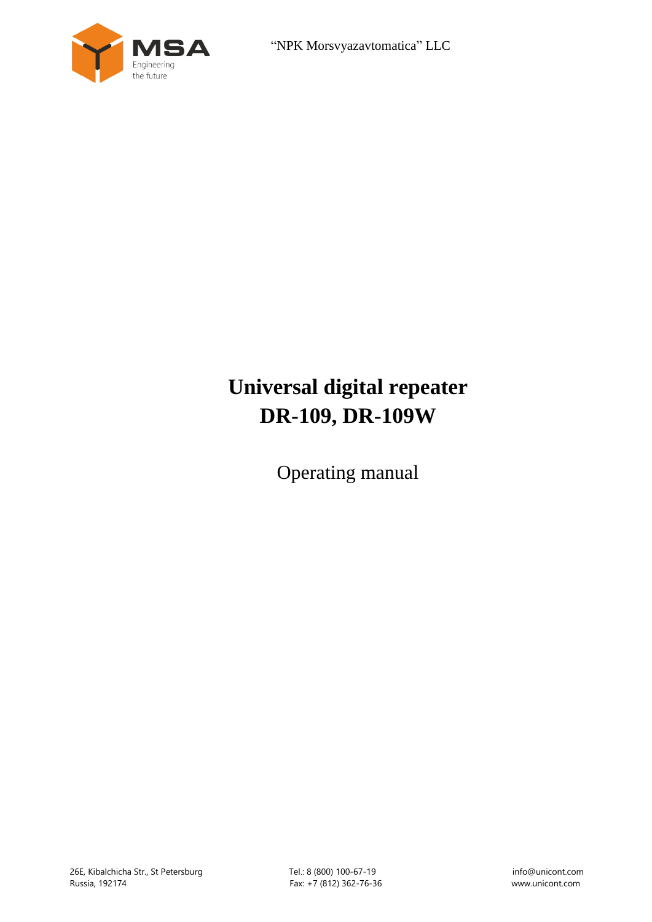"NPK Morsvyazavtomatica" LLC

# Universal digital repeater DR-109, DR-109W

Operating manual

26E, Kibalchicha Str., St Petersburg
Russia, 192174

Tel.: 8 (800) 100-67-19
Fax: +7 (812) 362-76-36

info@unicont.com
www.unicont.com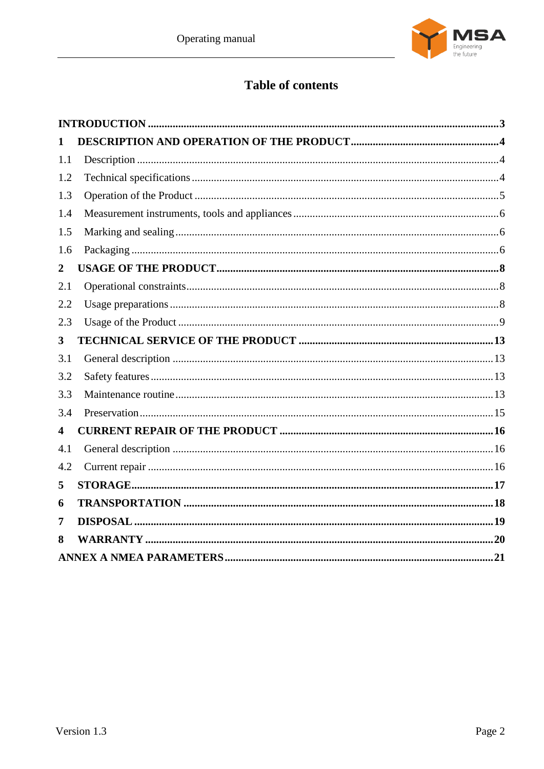# Table of contents

**INTRODUCTION ............................................................................................................ 3**

**1 DESCRIPTION AND OPERATION OF THE PRODUCT ..................................................... 4**

1.1 Description ................................................................................................................ 4

1.2 Technical specifications ............................................................................................ 4

1.3 Operation of the Product ........................................................................................... 5

1.4 Measurement instruments, tools and appliances ........................................................ 6

1.5 Marking and sealing .................................................................................................. 6

1.6 Packaging .................................................................................................................. 6

**2 USAGE OF THE PRODUCT ...................................................................................... 8**

2.1 Operational constraints .............................................................................................. 8

2.2 Usage preparations .................................................................................................... 8

2.3 Usage of the Product ................................................................................................. 9

**3 TECHNICAL SERVICE OF THE PRODUCT ............................................................... 13**

3.1 General description ................................................................................................. 13

3.2 Safety features ......................................................................................................... 13

3.3 Maintenance routine ................................................................................................ 13

3.4 Preservation ............................................................................................................. 15

**4 CURRENT REPAIR OF THE PRODUCT .................................................................... 16**

4.1 General description ................................................................................................. 16

4.2 Current repair .......................................................................................................... 16

**5 STORAGE ............................................................................................................. 17**

**6 TRANSPORTATION ................................................................................................ 18**

**7 DISPOSAL ............................................................................................................. 19**

**8 WARRANTY .......................................................................................................... 20**

**ANNEX A NMEA PARAMETERS ................................................................................. 21**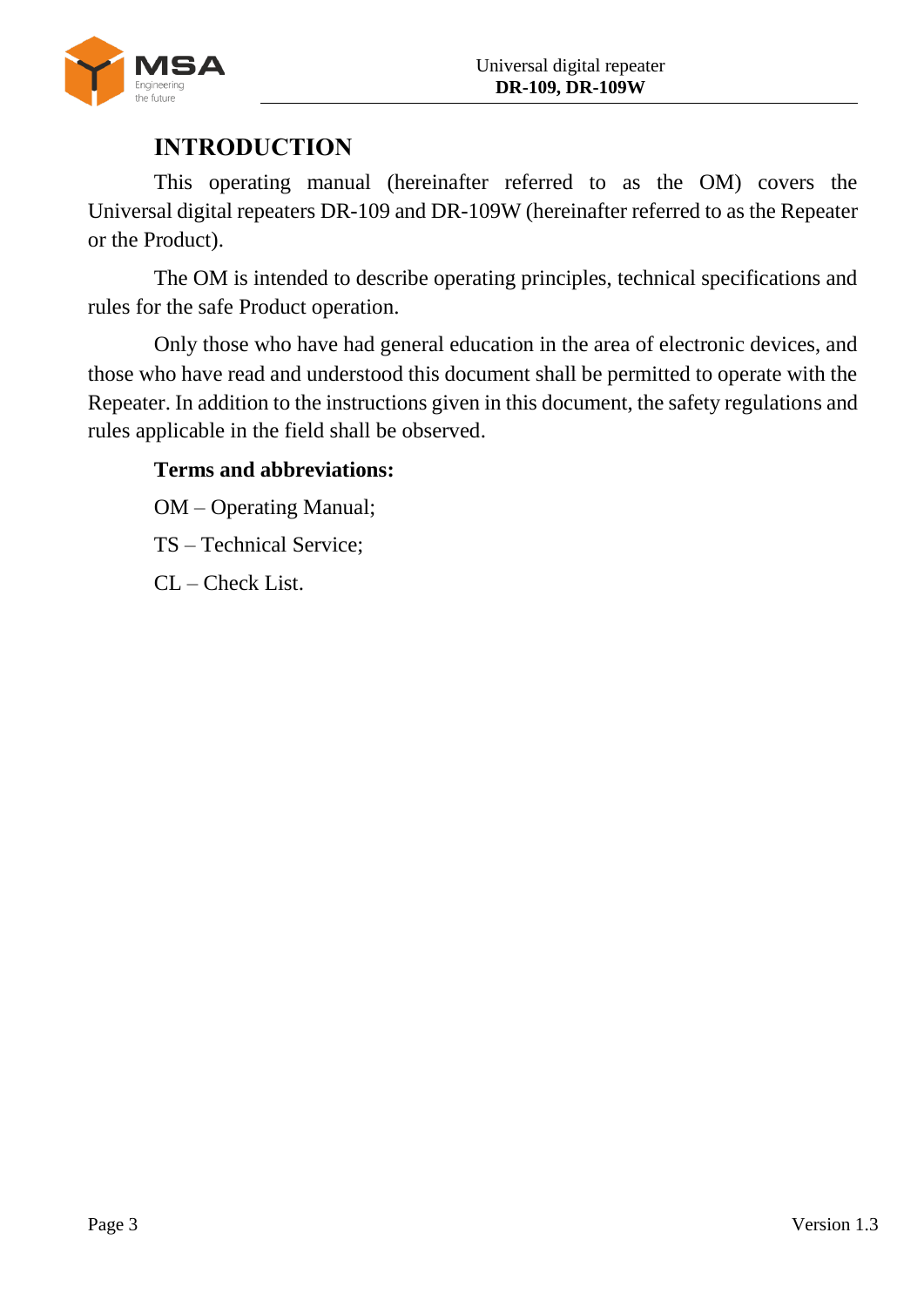# INTRODUCTION

This operating manual (hereinafter referred to as the OM) covers the Universal digital repeaters DR-109 and DR-109W (hereinafter referred to as the Repeater or the Product).

The OM is intended to describe operating principles, technical specifications and rules for the safe Product operation.

Only those who have had general education in the area of electronic devices, and those who have read and understood this document shall be permitted to operate with the Repeater. In addition to the instructions given in this document, the safety regulations and rules applicable in the field shall be observed.

**Terms and abbreviations:**

OM – Operating Manual;

TS – Technical Service;

CL – Check List.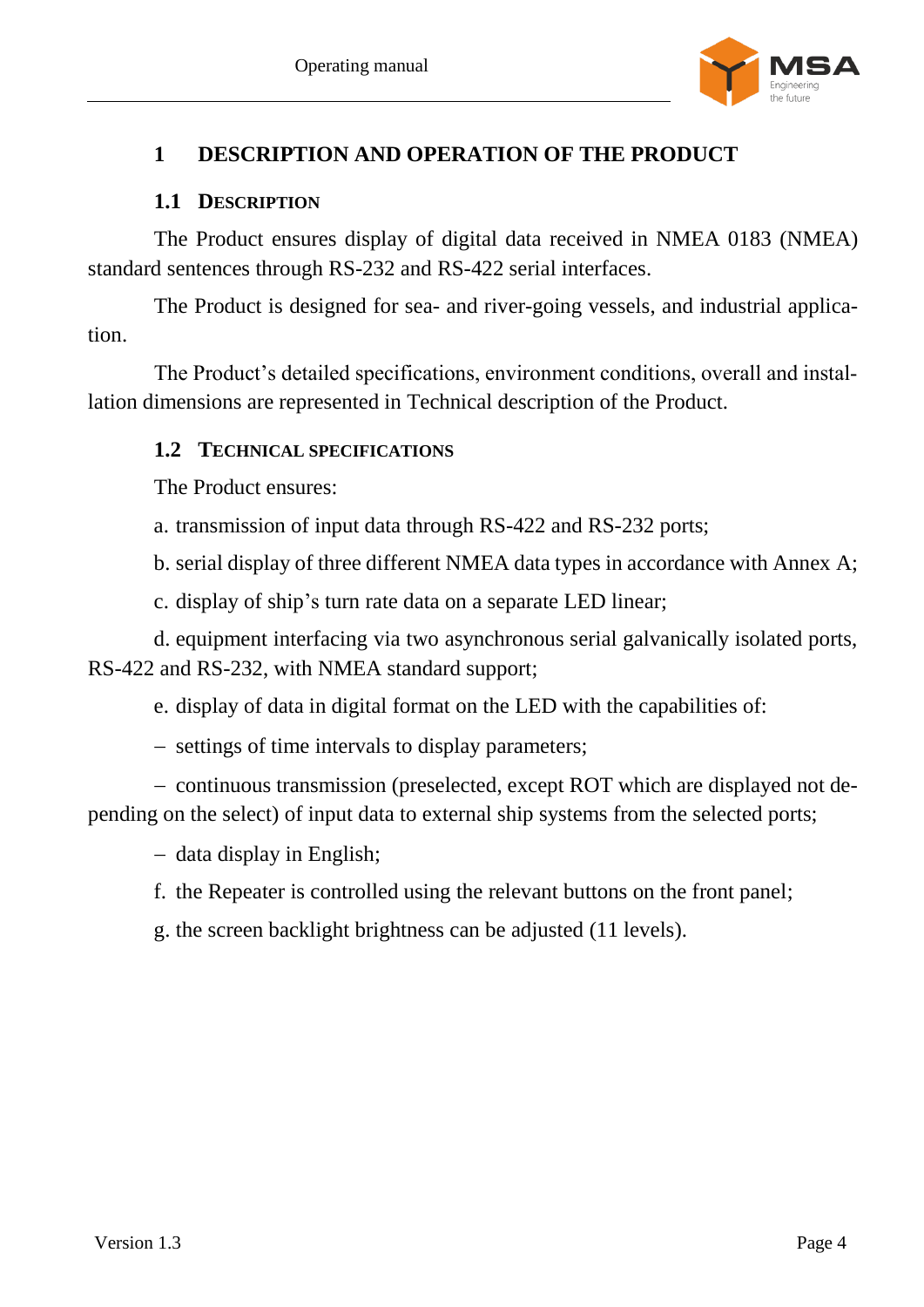# 1 DESCRIPTION AND OPERATION OF THE PRODUCT

## 1.1 Description

The Product ensures display of digital data received in NMEA 0183 (NMEA) standard sentences through RS-232 and RS-422 serial interfaces.

The Product is designed for sea- and river-going vessels, and industrial application.

The Product's detailed specifications, environment conditions, overall and installation dimensions are represented in Technical description of the Product.

## 1.2 Technical specifications

The Product ensures:

a. transmission of input data through RS-422 and RS-232 ports;

b. serial display of three different NMEA data types in accordance with Annex A;

c. display of ship's turn rate data on a separate LED linear;

d. equipment interfacing via two asynchronous serial galvanically isolated ports, RS-422 and RS-232, with NMEA standard support;

e. display of data in digital format on the LED with the capabilities of:

– settings of time intervals to display parameters;

– continuous transmission (preselected, except ROT which are displayed not depending on the select) of input data to external ship systems from the selected ports;

– data display in English;

f. the Repeater is controlled using the relevant buttons on the front panel;

g. the screen backlight brightness can be adjusted (11 levels).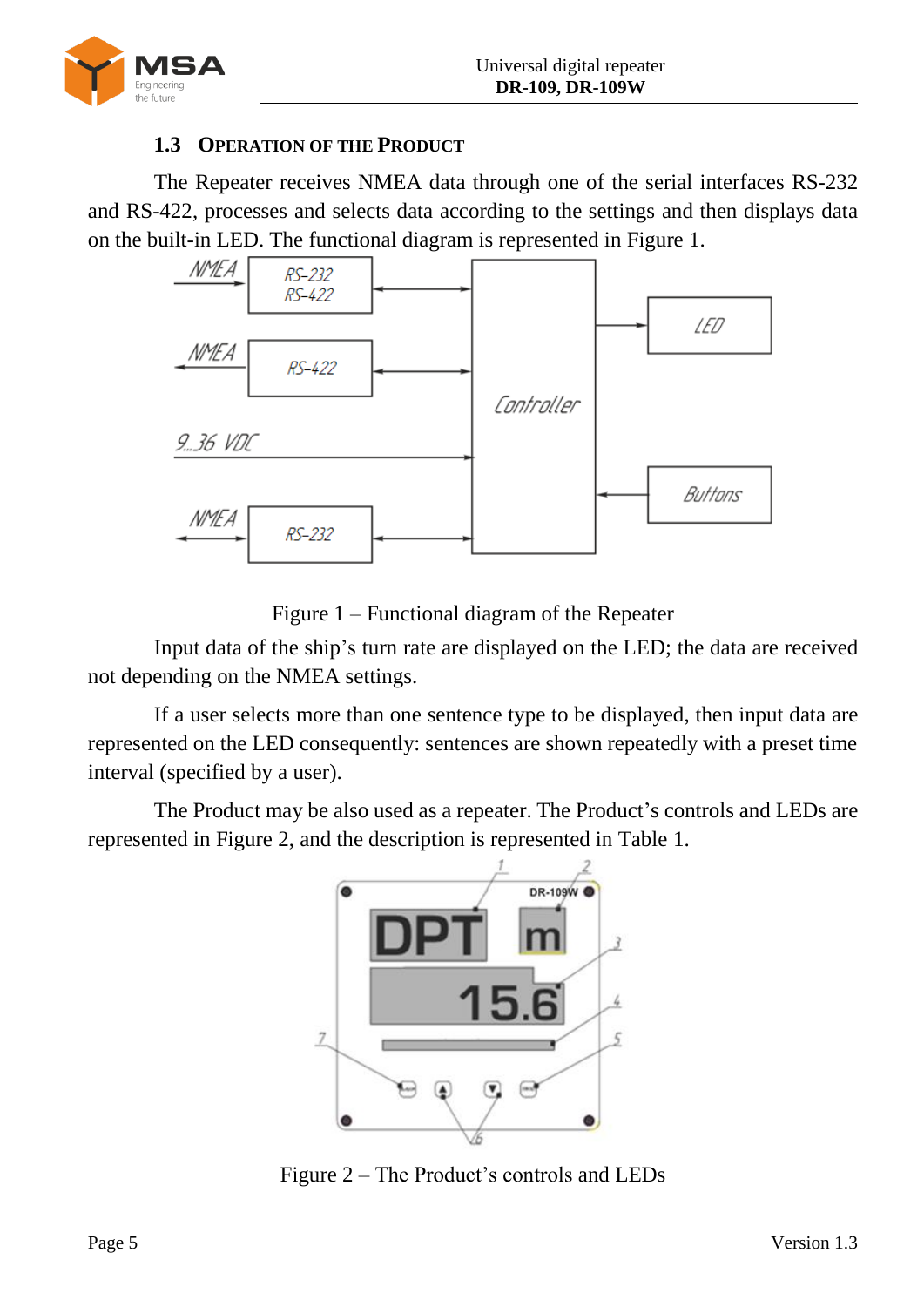## 1.3 Operation of the Product

The Repeater receives NMEA data through one of the serial interfaces RS-232 and RS-422, processes and selects data according to the settings and then displays data on the built-in LED. The functional diagram is represented in Figure 1.

Figure 1 – Functional diagram of the Repeater

Input data of the ship's turn rate are displayed on the LED; the data are received not depending on the NMEA settings.

If a user selects more than one sentence type to be displayed, then input data are represented on the LED consequently: sentences are shown repeatedly with a preset time interval (specified by a user).

The Product may be also used as a repeater. The Product's controls and LEDs are represented in Figure 2, and the description is represented in Table 1.

Figure 2 – The Product's controls and LEDs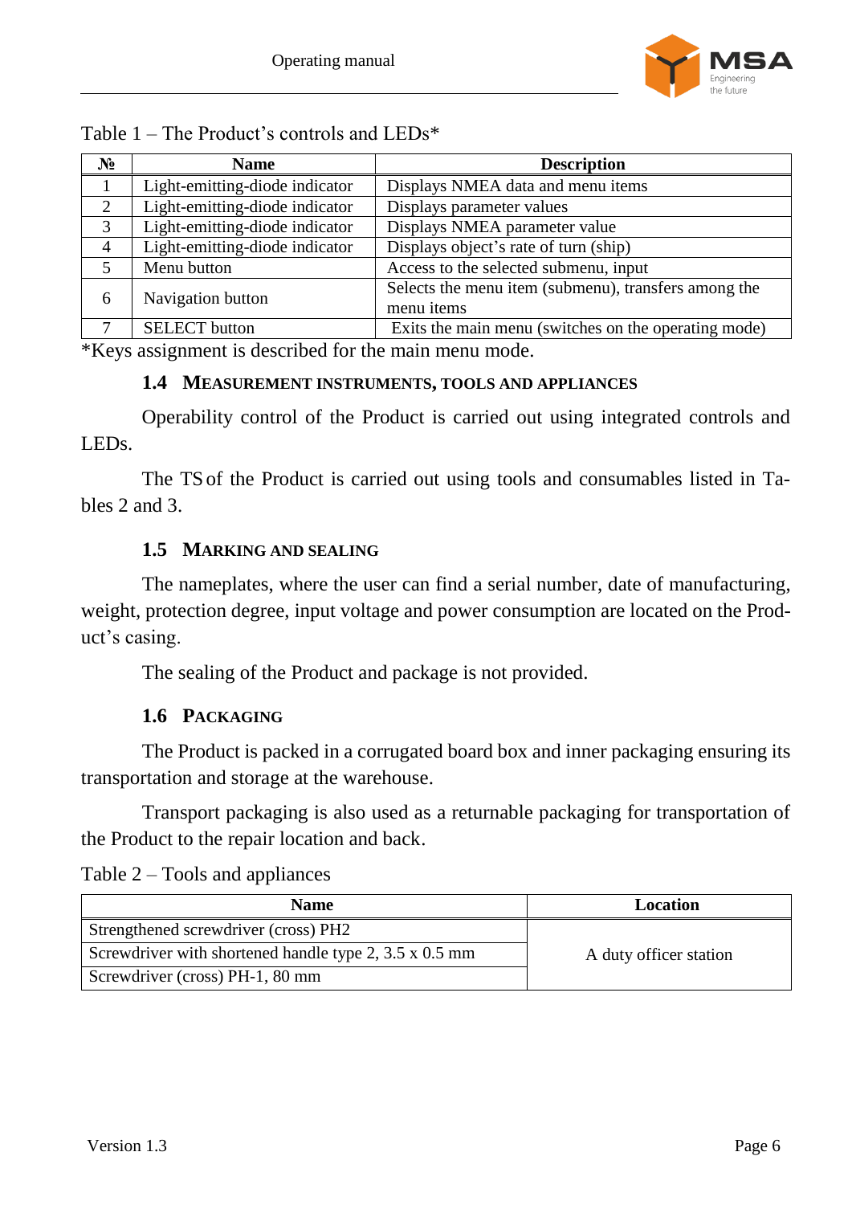Table 1 – The Product's controls and LEDs*

| № | Name | Description |
|---|---|---|
| 1 | Light-emitting-diode indicator | Displays NMEA data and menu items |
| 2 | Light-emitting-diode indicator | Displays parameter values |
| 3 | Light-emitting-diode indicator | Displays NMEA parameter value |
| 4 | Light-emitting-diode indicator | Displays object's rate of turn (ship) |
| 5 | Menu button | Access to the selected submenu, input |
| 6 | Navigation button | Selects the menu item (submenu), transfers among the menu items |
| 7 | SELECT button | Exits the main menu (switches on the operating mode) |

*Keys assignment is described for the main menu mode.

### 1.4 Measurement instruments, tools and appliances

Operability control of the Product is carried out using integrated controls and LEDs.

The TS of the Product is carried out using tools and consumables listed in Tables 2 and 3.

### 1.5 Marking and sealing

The nameplates, where the user can find a serial number, date of manufacturing, weight, protection degree, input voltage and power consumption are located on the Product's casing.

The sealing of the Product and package is not provided.

### 1.6 Packaging

The Product is packed in a corrugated board box and inner packaging ensuring its transportation and storage at the warehouse.

Transport packaging is also used as a returnable packaging for transportation of the Product to the repair location and back.

Table 2 – Tools and appliances

| Name | Location |
|---|---|
| Strengthened screwdriver (cross) PH2 | A duty officer station |
| Screwdriver with shortened handle type 2, 3.5 x 0.5 mm | |
| Screwdriver (cross) PH-1, 80 mm | |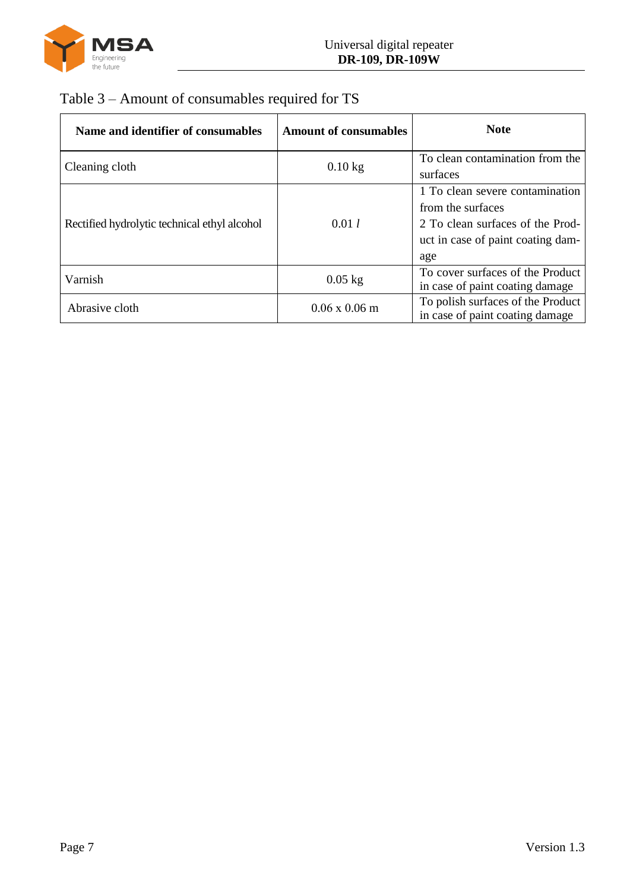Table 3 – Amount of consumables required for TS

| Name and identifier of consumables | Amount of consumables | Note |
|---|---|---|
| Cleaning cloth | 0.10 kg | To clean contamination from the surfaces |
| Rectified hydrolytic technical ethyl alcohol | 0.01 *l* | 1 To clean severe contamination from the surfaces<br>2 To clean surfaces of the Product in case of paint coating damage |
| Varnish | 0.05 kg | To cover surfaces of the Product in case of paint coating damage |
| Abrasive cloth | 0.06 x 0.06 m | To polish surfaces of the Product in case of paint coating damage |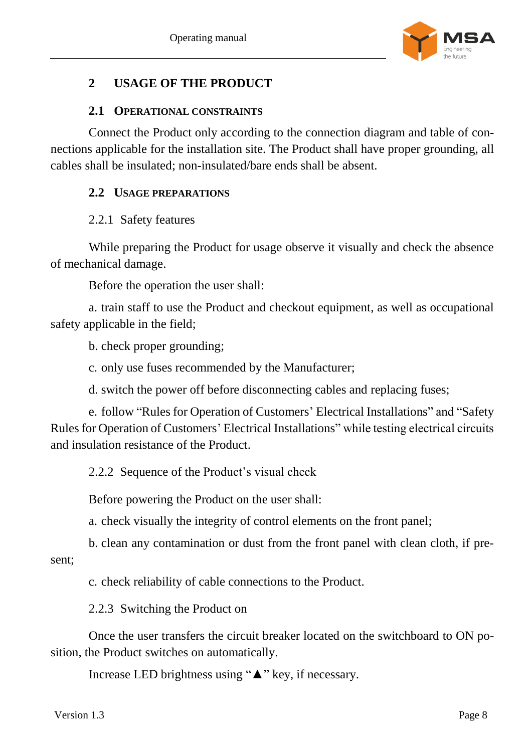# 2 USAGE OF THE PRODUCT

## 2.1 Operational constraints

Connect the Product only according to the connection diagram and table of connections applicable for the installation site. The Product shall have proper grounding, all cables shall be insulated; non-insulated/bare ends shall be absent.

## 2.2 Usage preparations

### 2.2.1 Safety features

While preparing the Product for usage observe it visually and check the absence of mechanical damage.

Before the operation the user shall:

a. train staff to use the Product and checkout equipment, as well as occupational safety applicable in the field;

b. check proper grounding;

c. only use fuses recommended by the Manufacturer;

d. switch the power off before disconnecting cables and replacing fuses;

e. follow "Rules for Operation of Customers' Electrical Installations" and "Safety Rules for Operation of Customers' Electrical Installations" while testing electrical circuits and insulation resistance of the Product.

### 2.2.2 Sequence of the Product's visual check

Before powering the Product on the user shall:

a. check visually the integrity of control elements on the front panel;

b. clean any contamination or dust from the front panel with clean cloth, if present;

c. check reliability of cable connections to the Product.

### 2.2.3 Switching the Product on

Once the user transfers the circuit breaker located on the switchboard to ON position, the Product switches on automatically.

Increase LED brightness using "▲" key, if necessary.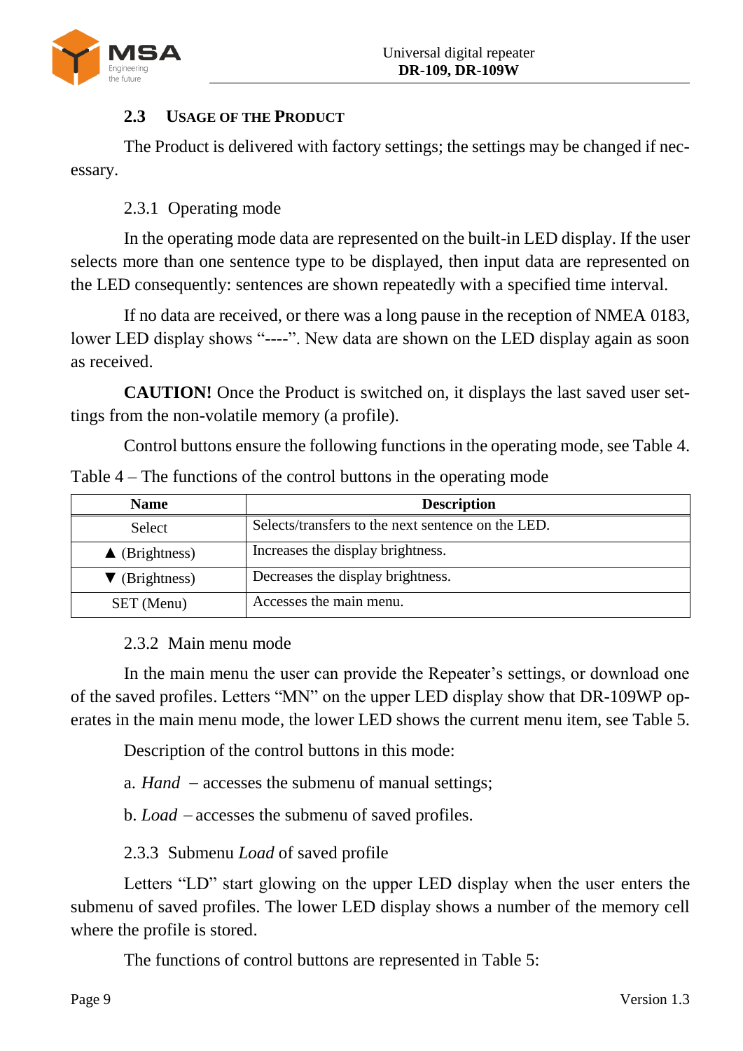### 2.3 Usage of the Product

The Product is delivered with factory settings; the settings may be changed if necessary.

#### 2.3.1 Operating mode

In the operating mode data are represented on the built-in LED display. If the user selects more than one sentence type to be displayed, then input data are represented on the LED consequently: sentences are shown repeatedly with a specified time interval.

If no data are received, or there was a long pause in the reception of NMEA 0183, lower LED display shows “----”. New data are shown on the LED display again as soon as received.

**CAUTION!** Once the Product is switched on, it displays the last saved user settings from the non-volatile memory (a profile).

Control buttons ensure the following functions in the operating mode, see Table 4.

Table 4 – The functions of the control buttons in the operating mode

| Name | Description |
|---|---|
| Select | Selects/transfers to the next sentence on the LED. |
| ▲ (Brightness) | Increases the display brightness. |
| ▼ (Brightness) | Decreases the display brightness. |
| SET (Menu) | Accesses the main menu. |

#### 2.3.2 Main menu mode

In the main menu the user can provide the Repeater’s settings, or download one of the saved profiles. Letters “MN” on the upper LED display show that DR-109WP operates in the main menu mode, the lower LED shows the current menu item, see Table 5.

Description of the control buttons in this mode:

a. *Hand* – accesses the submenu of manual settings;

b. *Load* – accesses the submenu of saved profiles.

#### 2.3.3 Submenu *Load* of saved profile

Letters “LD” start glowing on the upper LED display when the user enters the submenu of saved profiles. The lower LED display shows a number of the memory cell where the profile is stored.

The functions of control buttons are represented in Table 5: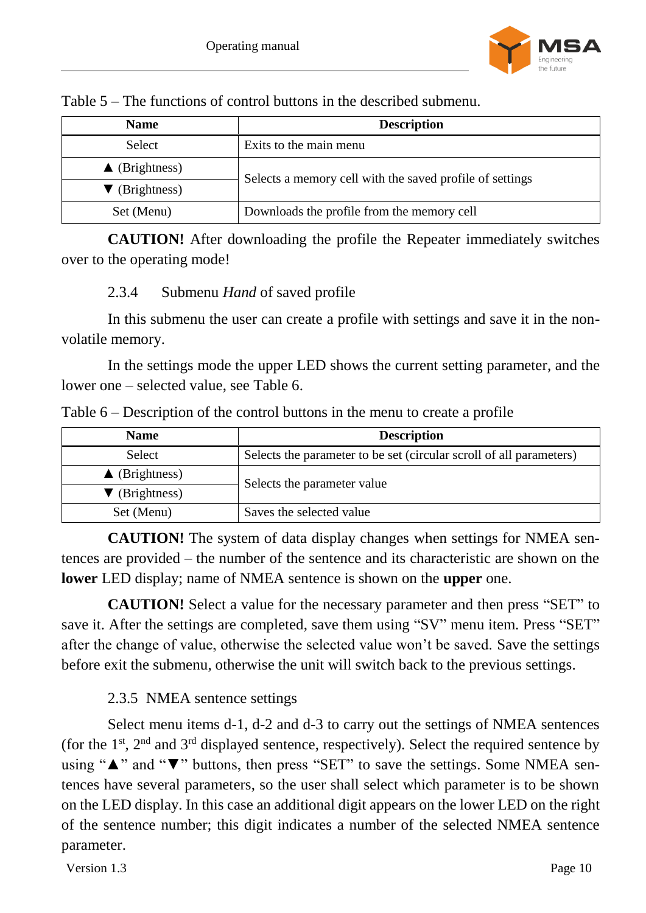Table 5 – The functions of control buttons in the described submenu.

| Name | Description |
|---|---|
| Select | Exits to the main menu |
| ▲ (Brightness) | Selects a memory cell with the saved profile of settings |
| ▼ (Brightness) | |
| Set (Menu) | Downloads the profile from the memory cell |

**CAUTION!** After downloading the profile the Repeater immediately switches over to the operating mode!

### 2.3.4 Submenu *Hand* of saved profile

In this submenu the user can create a profile with settings and save it in the non-volatile memory.

In the settings mode the upper LED shows the current setting parameter, and the lower one – selected value, see Table 6.

Table 6 – Description of the control buttons in the menu to create a profile

| Name | Description |
|---|---|
| Select | Selects the parameter to be set (circular scroll of all parameters) |
| ▲ (Brightness) | Selects the parameter value |
| ▼ (Brightness) | |
| Set (Menu) | Saves the selected value |

**CAUTION!** The system of data display changes when settings for NMEA sentences are provided – the number of the sentence and its characteristic are shown on the **lower** LED display; name of NMEA sentence is shown on the **upper** one.

**CAUTION!** Select a value for the necessary parameter and then press “SET” to save it. After the settings are completed, save them using “SV” menu item. Press “SET” after the change of value, otherwise the selected value won’t be saved. Save the settings before exit the submenu, otherwise the unit will switch back to the previous settings.

### 2.3.5 NMEA sentence settings

Select menu items d-1, d-2 and d-3 to carry out the settings of NMEA sentences (for the 1st, 2nd and 3rd displayed sentence, respectively). Select the required sentence by using “▲” and “▼” buttons, then press “SET” to save the settings. Some NMEA sentences have several parameters, so the user shall select which parameter is to be shown on the LED display. In this case an additional digit appears on the lower LED on the right of the sentence number; this digit indicates a number of the selected NMEA sentence parameter.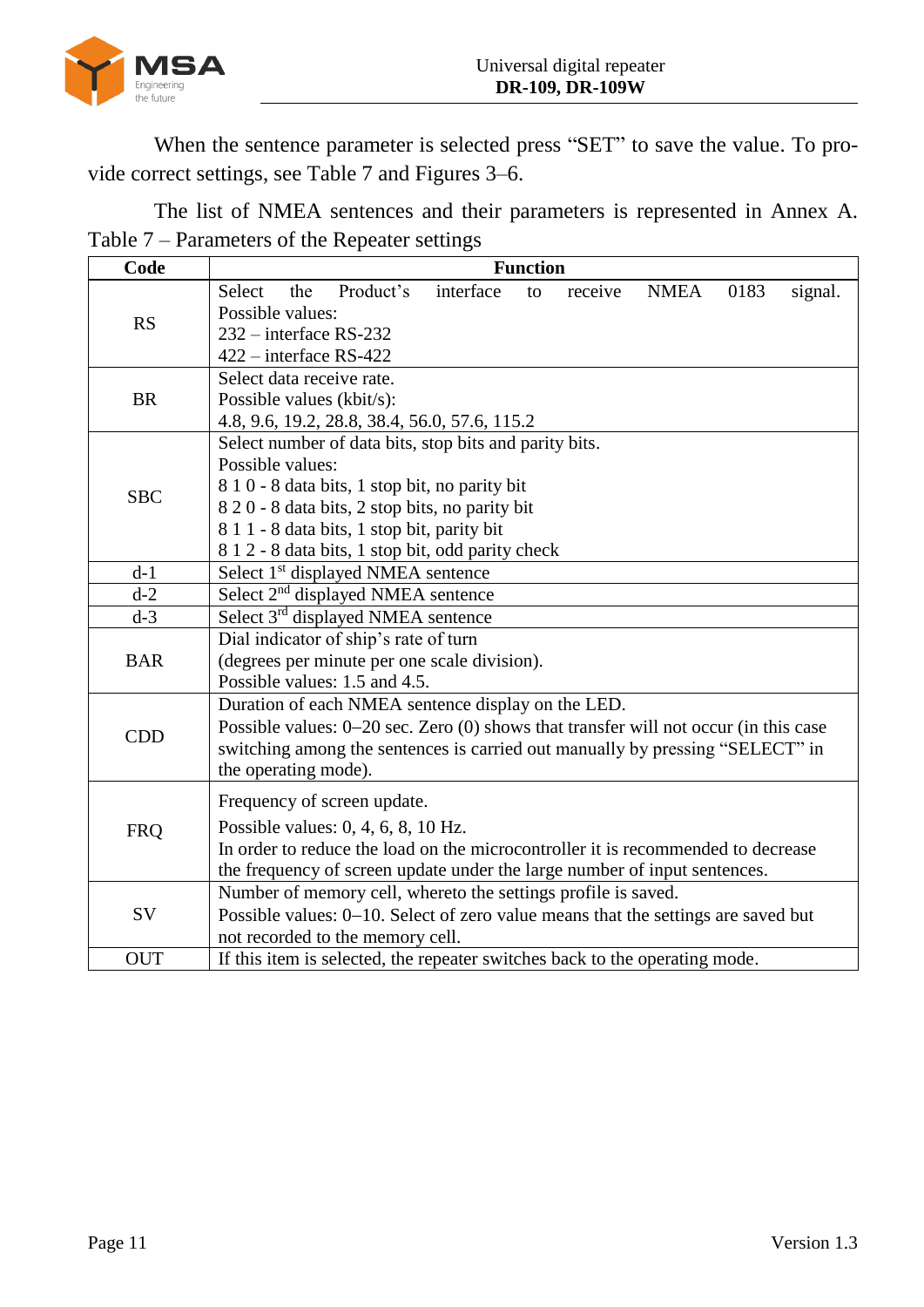When the sentence parameter is selected press “SET” to save the value. To provide correct settings, see Table 7 and Figures 3–6.

The list of NMEA sentences and their parameters is represented in Annex A.

Table 7 – Parameters of the Repeater settings

| Code | Function |
|---|---|
| RS | Select the Product’s interface to receive NMEA 0183 signal. Possible values:<br>232 – interface RS-232<br>422 – interface RS-422 |
| BR | Select data receive rate.<br>Possible values (kbit/s):<br>4.8, 9.6, 19.2, 28.8, 38.4, 56.0, 57.6, 115.2 |
| SBC | Select number of data bits, stop bits and parity bits.<br>Possible values:<br>8 1 0 - 8 data bits, 1 stop bit, no parity bit<br>8 2 0 - 8 data bits, 2 stop bits, no parity bit<br>8 1 1 - 8 data bits, 1 stop bit, parity bit<br>8 1 2 - 8 data bits, 1 stop bit, odd parity check |
| d-1 | Select 1st displayed NMEA sentence |
| d-2 | Select 2nd displayed NMEA sentence |
| d-3 | Select 3rd displayed NMEA sentence |
| BAR | Dial indicator of ship’s rate of turn<br>(degrees per minute per one scale division).<br>Possible values: 1.5 and 4.5. |
| CDD | Duration of each NMEA sentence display on the LED.<br>Possible values: 0–20 sec. Zero (0) shows that transfer will not occur (in this case switching among the sentences is carried out manually by pressing “SELECT” in the operating mode). |
| FRQ | Frequency of screen update.<br>Possible values: 0, 4, 6, 8, 10 Hz.<br>In order to reduce the load on the microcontroller it is recommended to decrease the frequency of screen update under the large number of input sentences. |
| SV | Number of memory cell, whereto the settings profile is saved.<br>Possible values: 0–10. Select of zero value means that the settings are saved but not recorded to the memory cell. |
| OUT | If this item is selected, the repeater switches back to the operating mode. |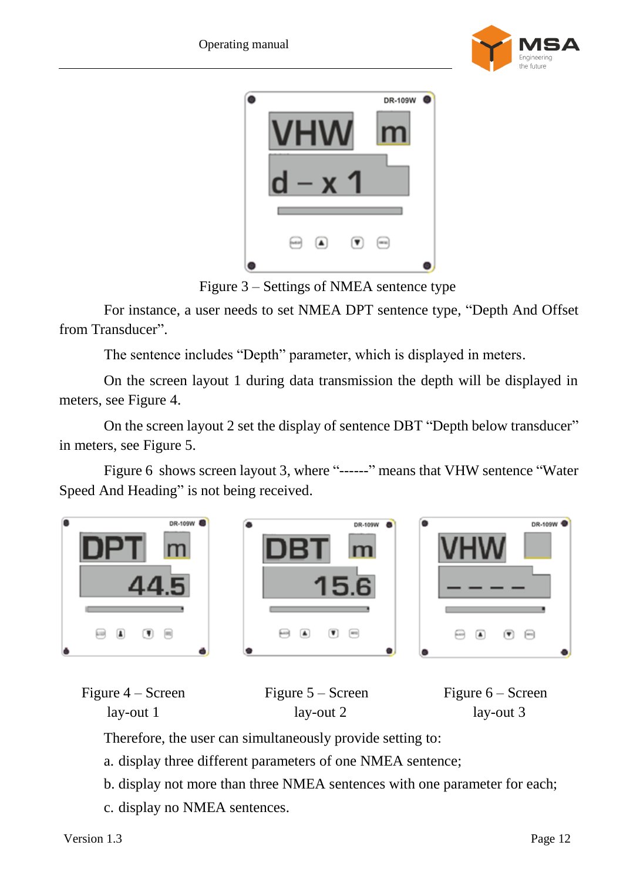Figure 3 – Settings of NMEA sentence type

For instance, a user needs to set NMEA DPT sentence type, “Depth And Offset from Transducer”.

The sentence includes “Depth” parameter, which is displayed in meters.

On the screen layout 1 during data transmission the depth will be displayed in meters, see Figure 4.

On the screen layout 2 set the display of sentence DBT “Depth below transducer” in meters, see Figure 5.

Figure 6 shows screen layout 3, where “------” means that VHW sentence “Water Speed And Heading” is not being received.

Figure 4 – Screen lay-out 1

Figure 5 – Screen lay-out 2

Figure 6 – Screen lay-out 3

Therefore, the user can simultaneously provide setting to:

a. display three different parameters of one NMEA sentence;

b. display not more than three NMEA sentences with one parameter for each;

c. display no NMEA sentences.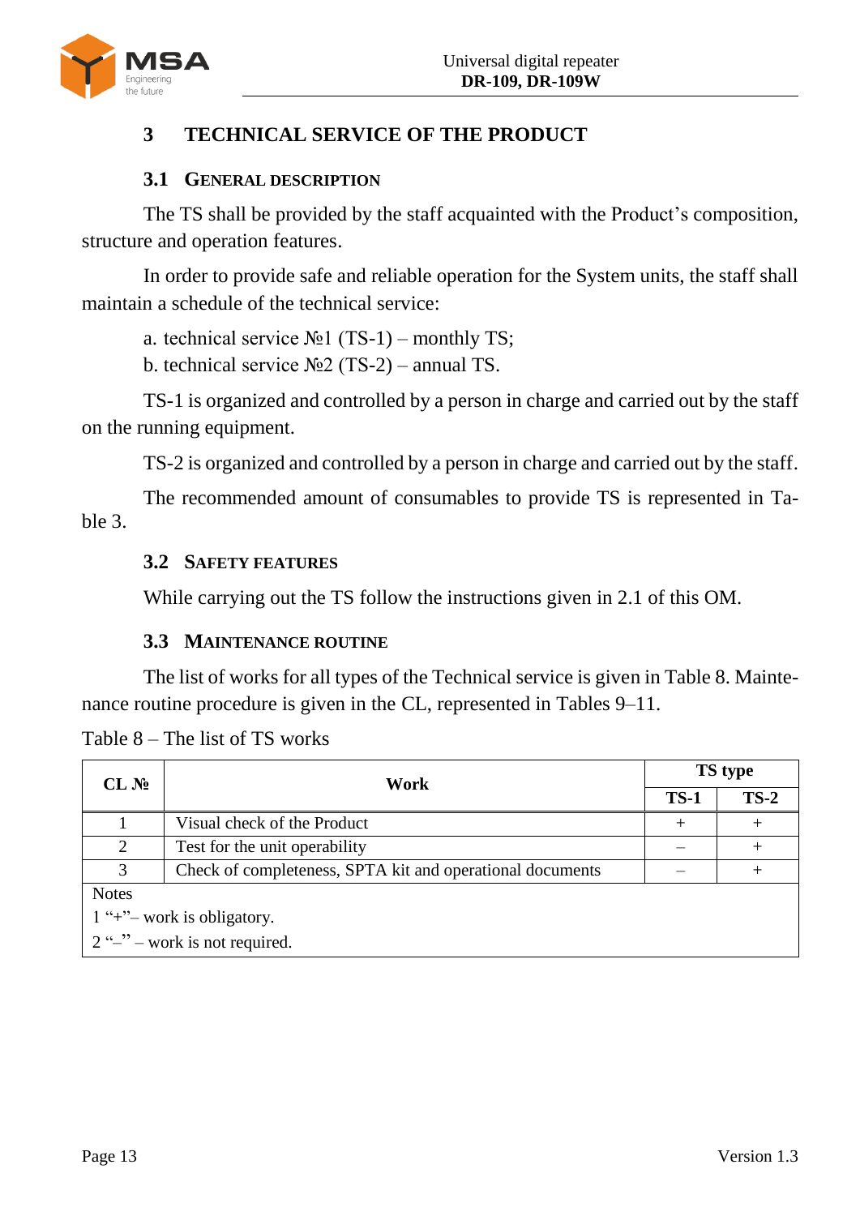# 3 TECHNICAL SERVICE OF THE PRODUCT

## 3.1 General description

The TS shall be provided by the staff acquainted with the Product's composition, structure and operation features.

In order to provide safe and reliable operation for the System units, the staff shall maintain a schedule of the technical service:

a. technical service №1 (TS-1) – monthly TS;
b. technical service №2 (TS-2) – annual TS.

TS-1 is organized and controlled by a person in charge and carried out by the staff on the running equipment.

TS-2 is organized and controlled by a person in charge and carried out by the staff.

The recommended amount of consumables to provide TS is represented in Table 3.

## 3.2 Safety features

While carrying out the TS follow the instructions given in 2.1 of this OM.

## 3.3 Maintenance routine

The list of works for all types of the Technical service is given in Table 8. Maintenance routine procedure is given in the CL, represented in Tables 9–11.

Table 8 – The list of TS works

| CL № | Work | TS type | |
|---|---|---|---|
| | | TS-1 | TS-2 |
| 1 | Visual check of the Product | + | + |
| 2 | Test for the unit operability | – | + |
| 3 | Check of completeness, SPTA kit and operational documents | – | + |

Notes
1 "+"– work is obligatory.
2 "–" – work is not required.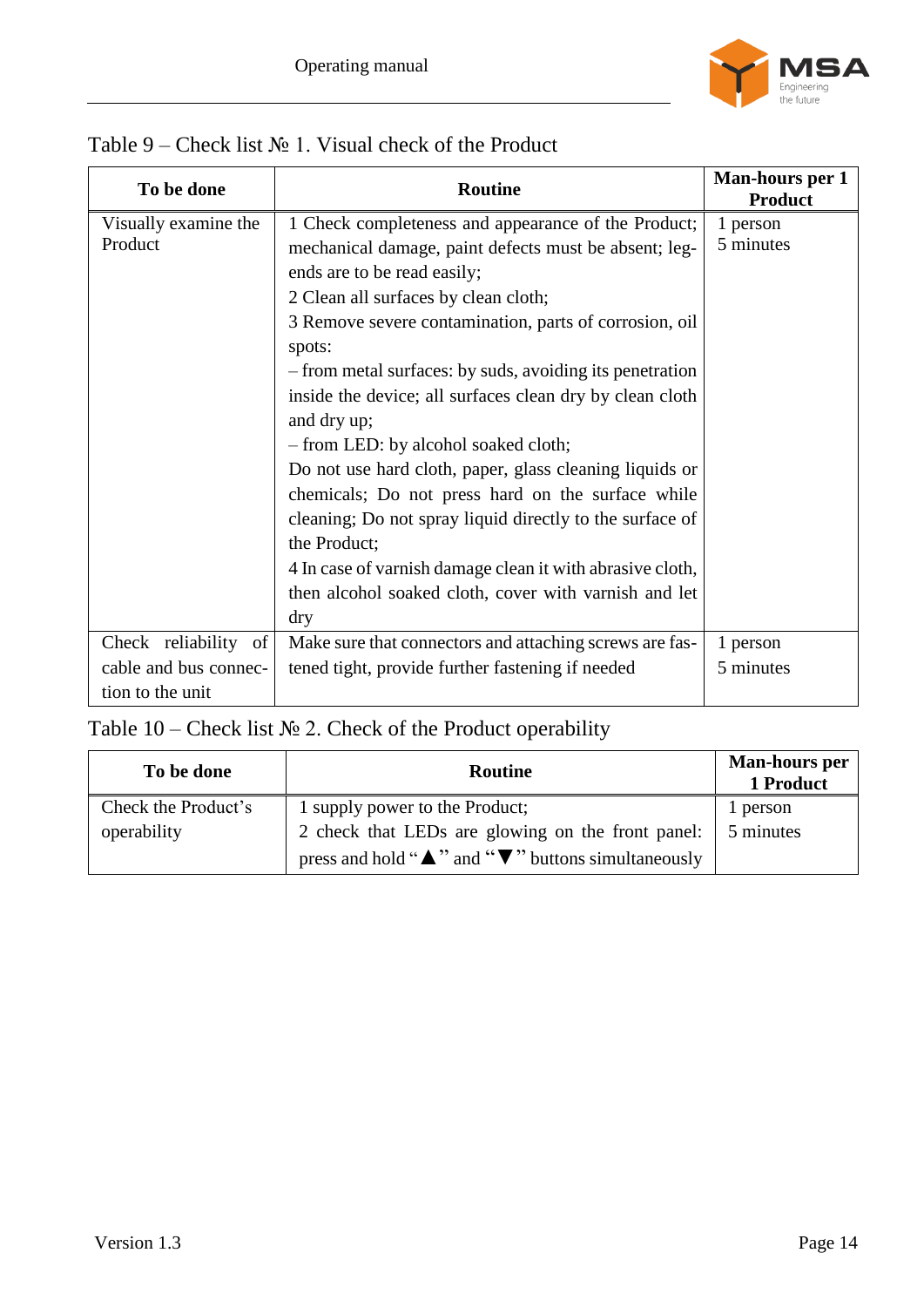Table 9 – Check list № 1. Visual check of the Product

| To be done | Routine | Man-hours per 1 Product |
|---|---|---|
| Visually examine the Product | 1 Check completeness and appearance of the Product; mechanical damage, paint defects must be absent; legends are to be read easily;<br>2 Clean all surfaces by clean cloth;<br>3 Remove severe contamination, parts of corrosion, oil spots:<br>– from metal surfaces: by suds, avoiding its penetration inside the device; all surfaces clean dry by clean cloth and dry up;<br>– from LED: by alcohol soaked cloth;<br>Do not use hard cloth, paper, glass cleaning liquids or chemicals; Do not press hard on the surface while cleaning; Do not spray liquid directly to the surface of the Product;<br>4 In case of varnish damage clean it with abrasive cloth, then alcohol soaked cloth, cover with varnish and let dry | 1 person<br>5 minutes |
| Check reliability of cable and bus connection to the unit | Make sure that connectors and attaching screws are fastened tight, provide further fastening if needed | 1 person<br>5 minutes |

Table 10 – Check list № 2. Check of the Product operability

| To be done | Routine | Man-hours per 1 Product |
|---|---|---|
| Check the Product's operability | 1 supply power to the Product;<br>2 check that LEDs are glowing on the front panel: press and hold "▲" and "▼" buttons simultaneously | 1 person<br>5 minutes |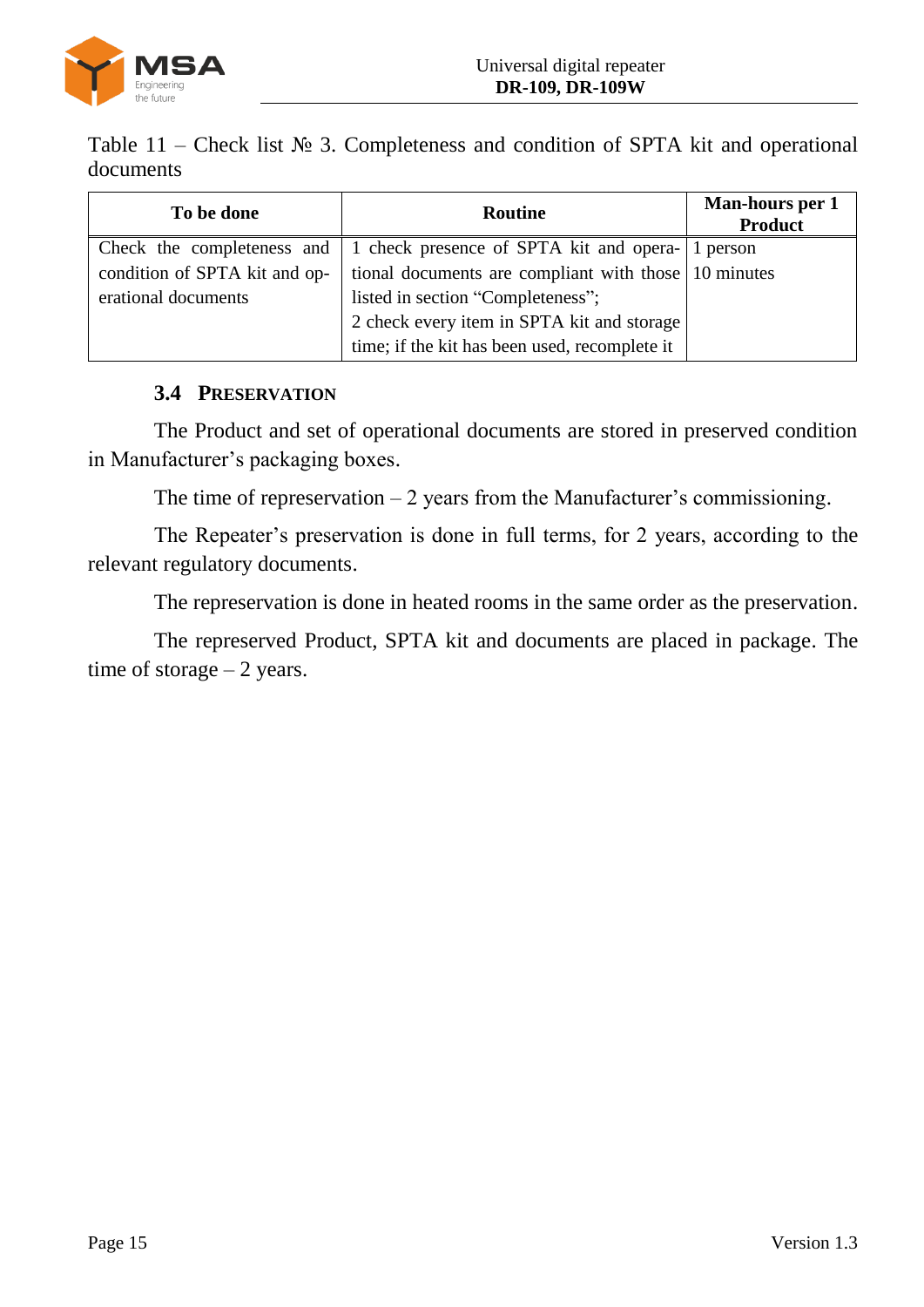Table 11 – Check list № 3. Completeness and condition of SPTA kit and operational documents

| To be done | Routine | Man-hours per 1 Product |
|---|---|---|
| Check the completeness and condition of SPTA kit and operational documents | 1 check presence of SPTA kit and operational documents are compliant with those listed in section “Completeness”;<br>2 check every item in SPTA kit and storage time; if the kit has been used, recomplete it | 1 person<br>10 minutes |

### 3.4 PRESERVATION

The Product and set of operational documents are stored in preserved condition in Manufacturer’s packaging boxes.

The time of represervation – 2 years from the Manufacturer’s commissioning.

The Repeater’s preservation is done in full terms, for 2 years, according to the relevant regulatory documents.

The represervation is done in heated rooms in the same order as the preservation.

The represerved Product, SPTA kit and documents are placed in package. The time of storage – 2 years.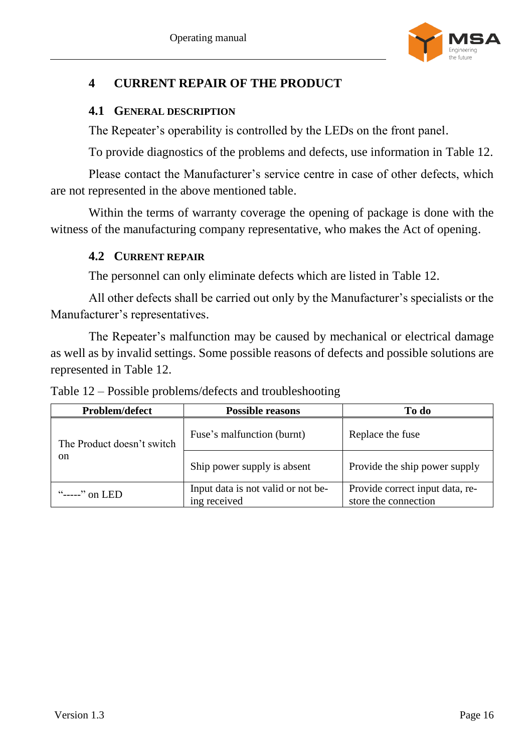# 4 CURRENT REPAIR OF THE PRODUCT

## 4.1 General description

The Repeater's operability is controlled by the LEDs on the front panel.

To provide diagnostics of the problems and defects, use information in Table 12.

Please contact the Manufacturer's service centre in case of other defects, which are not represented in the above mentioned table.

Within the terms of warranty coverage the opening of package is done with the witness of the manufacturing company representative, who makes the Act of opening.

## 4.2 Current repair

The personnel can only eliminate defects which are listed in Table 12.

All other defects shall be carried out only by the Manufacturer's specialists or the Manufacturer's representatives.

The Repeater's malfunction may be caused by mechanical or electrical damage as well as by invalid settings. Some possible reasons of defects and possible solutions are represented in Table 12.

Table 12 – Possible problems/defects and troubleshooting

| Problem/defect | Possible reasons | To do |
|---|---|---|
| The Product doesn't switch on | Fuse's malfunction (burnt) | Replace the fuse |
| | Ship power supply is absent | Provide the ship power supply |
| "-----" on LED | Input data is not valid or not being received | Provide correct input data, restore the connection |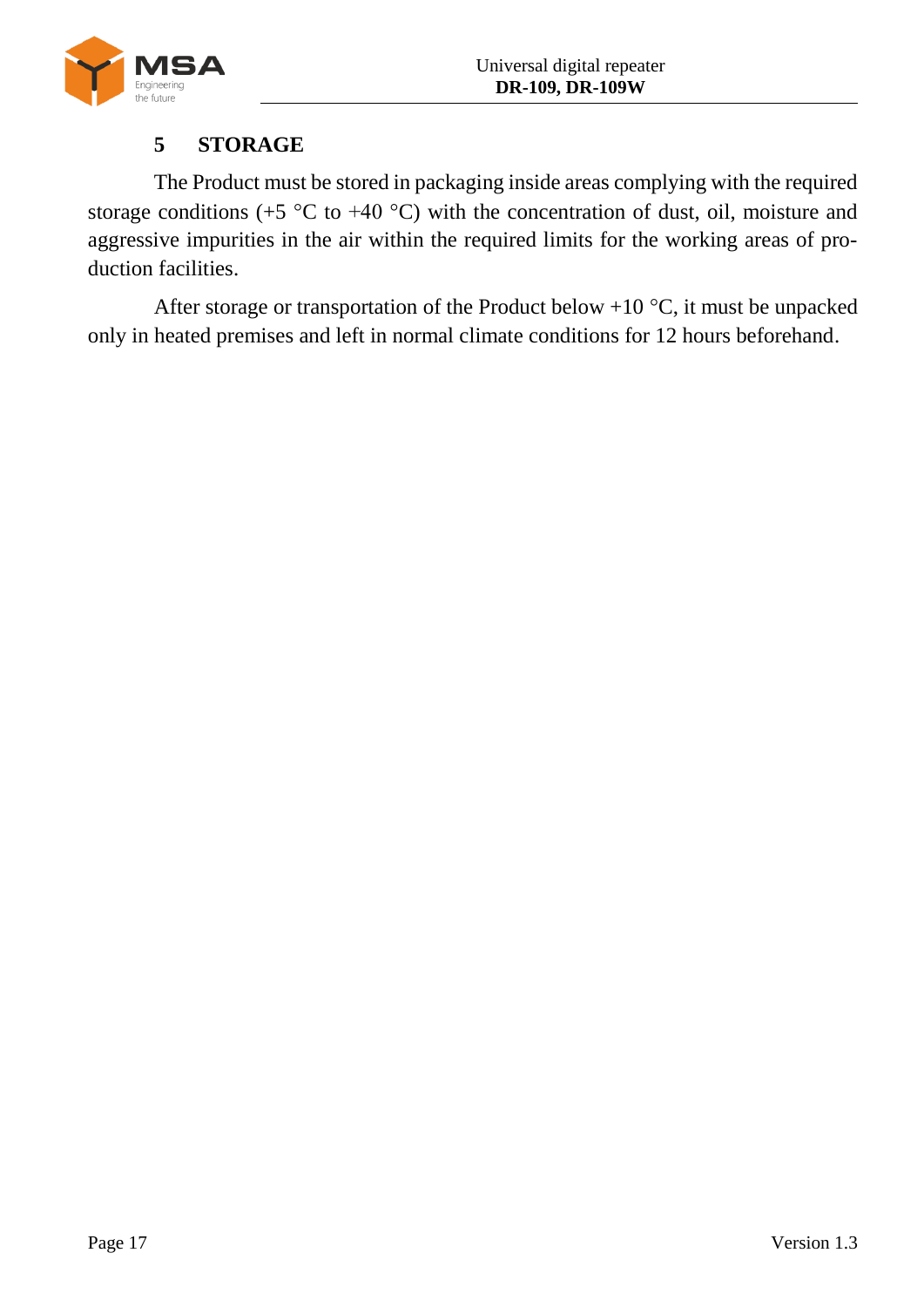# 5 STORAGE

The Product must be stored in packaging inside areas complying with the required storage conditions (+5 °C to +40 °C) with the concentration of dust, oil, moisture and aggressive impurities in the air within the required limits for the working areas of production facilities.

After storage or transportation of the Product below +10 °C, it must be unpacked only in heated premises and left in normal climate conditions for 12 hours beforehand.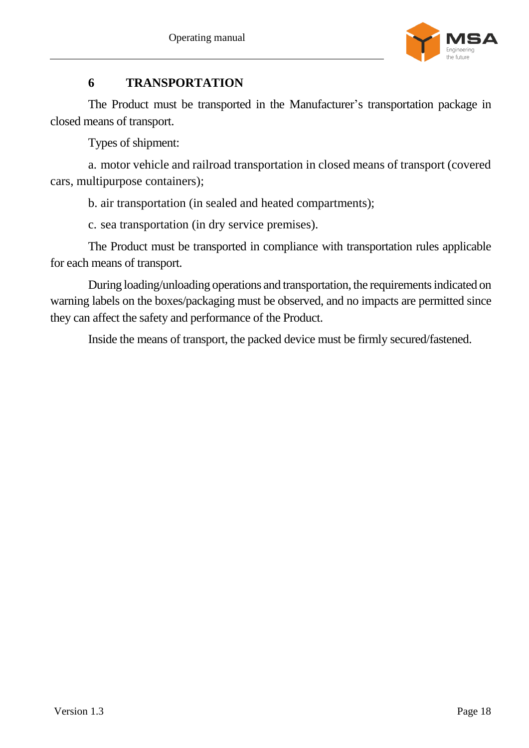# 6 TRANSPORTATION

The Product must be transported in the Manufacturer's transportation package in closed means of transport.

Types of shipment:

a. motor vehicle and railroad transportation in closed means of transport (covered cars, multipurpose containers);

b. air transportation (in sealed and heated compartments);

c. sea transportation (in dry service premises).

The Product must be transported in compliance with transportation rules applicable for each means of transport.

During loading/unloading operations and transportation, the requirements indicated on warning labels on the boxes/packaging must be observed, and no impacts are permitted since they can affect the safety and performance of the Product.

Inside the means of transport, the packed device must be firmly secured/fastened.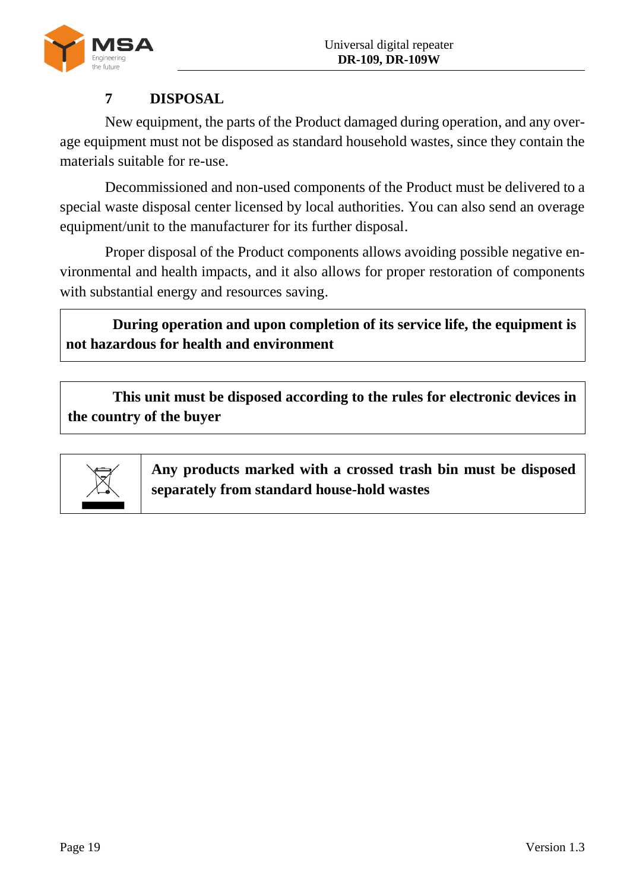## 7 DISPOSAL

New equipment, the parts of the Product damaged during operation, and any overage equipment must not be disposed as standard household wastes, since they contain the materials suitable for re-use.

Decommissioned and non-used components of the Product must be delivered to a special waste disposal center licensed by local authorities. You can also send an overage equipment/unit to the manufacturer for its further disposal.

Proper disposal of the Product components allows avoiding possible negative environmental and health impacts, and it also allows for proper restoration of components with substantial energy and resources saving.

**During operation and upon completion of its service life, the equipment is not hazardous for health and environment**

**This unit must be disposed according to the rules for electronic devices in the country of the buyer**

**Any products marked with a crossed trash bin must be disposed separately from standard house-hold wastes**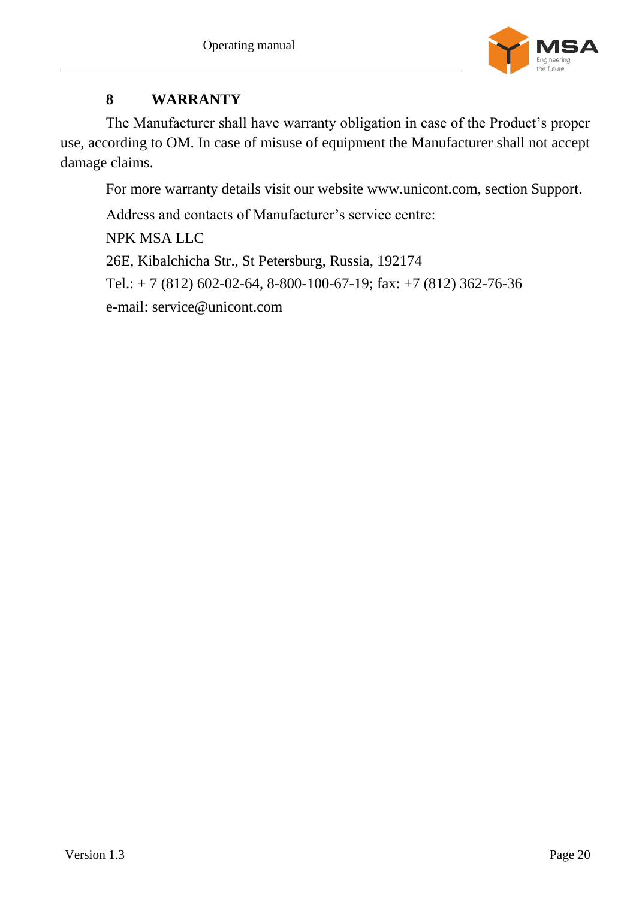# 8 WARRANTY

The Manufacturer shall have warranty obligation in case of the Product's proper use, according to OM. In case of misuse of equipment the Manufacturer shall not accept damage claims.

For more warranty details visit our website www.unicont.com, section Support.

Address and contacts of Manufacturer's service centre:

NPK MSA LLC

26E, Kibalchicha Str., St Petersburg, Russia, 192174

Tel.: + 7 (812) 602-02-64, 8-800-100-67-19; fax: +7 (812) 362-76-36

e-mail: service@unicont.com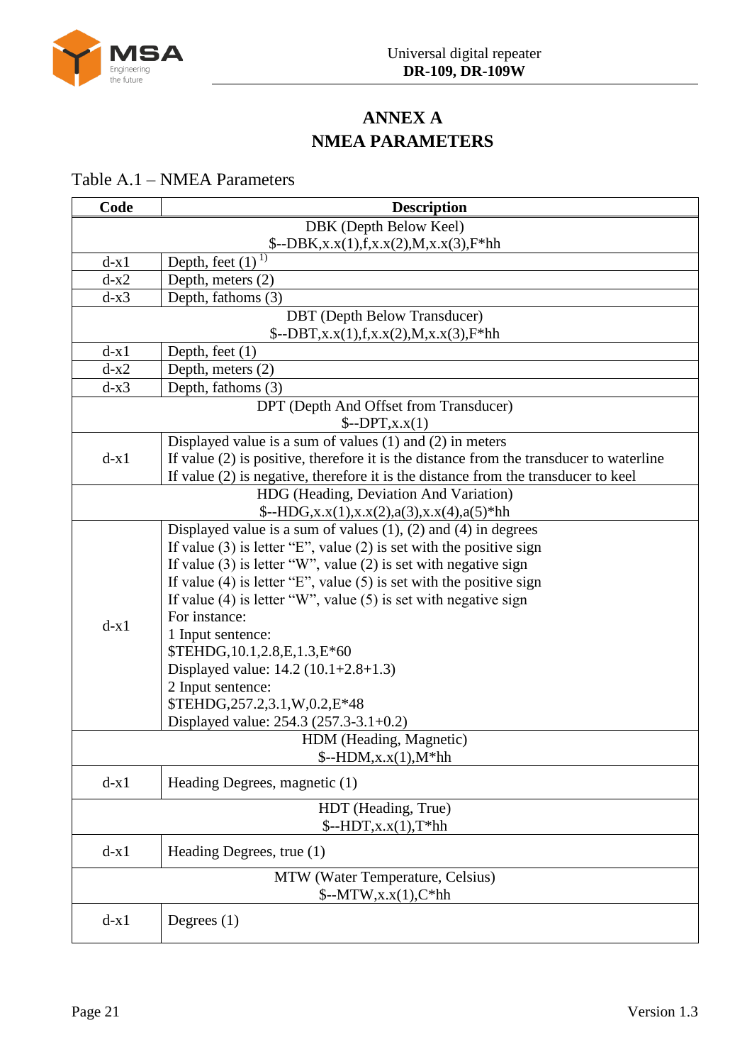# ANNEX A
# NMEA PARAMETERS

Table A.1 – NMEA Parameters

| Code | Description |
|---|---|
| | DBK (Depth Below Keel)<br>$--DBK,x.x(1),f,x.x(2),M,x.x(3),F*hh |
| d-x1 | Depth, feet (1) [1)] |
| d-x2 | Depth, meters (2) |
| d-x3 | Depth, fathoms (3) |
| | DBT (Depth Below Transducer)<br>$--DBT,x.x(1),f,x.x(2),M,x.x(3),F*hh |
| d-x1 | Depth, feet (1) |
| d-x2 | Depth, meters (2) |
| d-x3 | Depth, fathoms (3) |
| | DPT (Depth And Offset from Transducer)<br>$--DPT,x.x(1) |
| d-x1 | Displayed value is a sum of values (1) and (2) in meters<br>If value (2) is positive, therefore it is the distance from the transducer to waterline<br>If value (2) is negative, therefore it is the distance from the transducer to keel |
| | HDG (Heading, Deviation And Variation)<br>$--HDG,x.x(1),x.x(2),a(3),x.x(4),a(5)*hh |
| d-x1 | Displayed value is a sum of values (1), (2) and (4) in degrees<br>If value (3) is letter “E”, value (2) is set with the positive sign<br>If value (3) is letter “W”, value (2) is set with negative sign<br>If value (4) is letter “E”, value (5) is set with the positive sign<br>If value (4) is letter “W”, value (5) is set with negative sign<br>For instance:<br>1 Input sentence:<br>$TEHDG,10.1,2.8,E,1.3,E*60<br>Displayed value: 14.2 (10.1+2.8+1.3)<br>2 Input sentence:<br>$TEHDG,257.2,3.1,W,0.2,E*48<br>Displayed value: 254.3 (257.3-3.1+0.2) |
| | HDM (Heading, Magnetic)<br>$--HDM,x.x(1),M*hh |
| d-x1 | Heading Degrees, magnetic (1) |
| | HDT (Heading, True)<br>$--HDT,x.x(1),T*hh |
| d-x1 | Heading Degrees, true (1) |
| | MTW (Water Temperature, Celsius)<br>$--MTW,x.x(1),C*hh |
| d-x1 | Degrees (1) |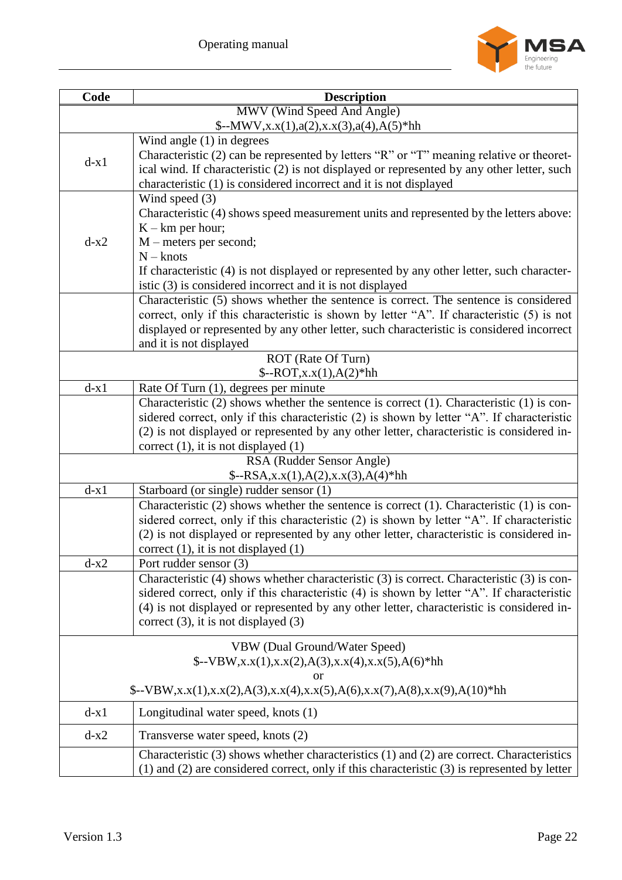| Code | Description |
|---|---|
| | MWV (Wind Speed And Angle)<br>$--MWV,x.x(1),a(2),x.x(3),a(4),A(5)*hh |
| d-x1 | Wind angle (1) in degrees<br>Characteristic (2) can be represented by letters "R" or "T" meaning relative or theoretical wind. If characteristic (2) is not displayed or represented by any other letter, such characteristic (1) is considered incorrect and it is not displayed |
| d-x2 | Wind speed (3)<br>Characteristic (4) shows speed measurement units and represented by the letters above:<br>K – km per hour;<br>M – meters per second;<br>N – knots<br>If characteristic (4) is not displayed or represented by any other letter, such characteristic (3) is considered incorrect and it is not displayed |
| | Characteristic (5) shows whether the sentence is correct. The sentence is considered correct, only if this characteristic is shown by letter "A". If characteristic (5) is not displayed or represented by any other letter, such characteristic is considered incorrect and it is not displayed |
| | ROT (Rate Of Turn)<br>$--ROT,x.x(1),A(2)*hh |
| d-x1 | Rate Of Turn (1), degrees per minute |
| | Characteristic (2) shows whether the sentence is correct (1). Characteristic (1) is considered correct, only if this characteristic (2) is shown by letter "A". If characteristic (2) is not displayed or represented by any other letter, characteristic is considered incorrect (1), it is not displayed (1) |
| | RSA (Rudder Sensor Angle)<br>$--RSA,x.x(1),A(2),x.x(3),A(4)*hh |
| d-x1 | Starboard (or single) rudder sensor (1) |
| | Characteristic (2) shows whether the sentence is correct (1). Characteristic (1) is considered correct, only if this characteristic (2) is shown by letter "A". If characteristic (2) is not displayed or represented by any other letter, characteristic is considered incorrect (1), it is not displayed (1) |
| d-x2 | Port rudder sensor (3) |
| | Characteristic (4) shows whether characteristic (3) is correct. Characteristic (3) is considered correct, only if this characteristic (4) is shown by letter "A". If characteristic (4) is not displayed or represented by any other letter, characteristic is considered incorrect (3), it is not displayed (3) |
| | VBW (Dual Ground/Water Speed)<br>$--VBW,x.x(1),x.x(2),A(3),x.x(4),x.x(5),A(6)*hh<br>or<br>$--VBW,x.x(1),x.x(2),A(3),x.x(4),x.x(5),A(6),x.x(7),A(8),x.x(9),A(10)*hh |
| d-x1 | Longitudinal water speed, knots (1) |
| d-x2 | Transverse water speed, knots (2) |
| | Characteristic (3) shows whether characteristics (1) and (2) are correct. Characteristics (1) and (2) are considered correct, only if this characteristic (3) is represented by letter |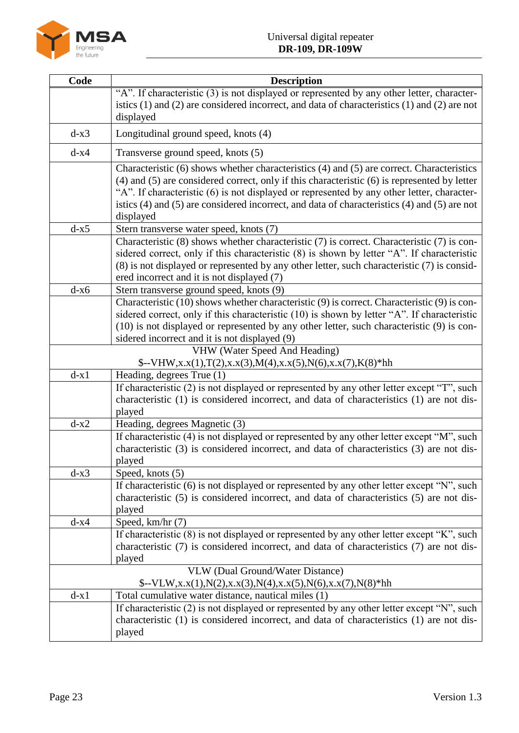| Code | Description |
|---|---|
| | "A". If characteristic (3) is not displayed or represented by any other letter, characteristics (1) and (2) are considered incorrect, and data of characteristics (1) and (2) are not displayed |
| d-x3 | Longitudinal ground speed, knots (4) |
| d-x4 | Transverse ground speed, knots (5) |
| | Characteristic (6) shows whether characteristics (4) and (5) are correct. Characteristics (4) and (5) are considered correct, only if this characteristic (6) is represented by letter "A". If characteristic (6) is not displayed or represented by other letter, characteristics (4) and (5) are considered incorrect, and data of characteristics (4) and (5) are not displayed |
| d-x5 | Stern transverse water speed, knots (7) |
| | Characteristic (8) shows whether characteristic (7) is correct. Characteristic (7) is considered correct, only if this characteristic (8) is shown by letter "A". If characteristic (8) is not displayed or represented by any other letter, such characteristic (7) is considered incorrect and it is not displayed (7) |
| d-x6 | Stern transverse ground speed, knots (9) |
| | Characteristic (10) shows whether characteristic (9) is correct. Characteristic (9) is considered correct, only if this characteristic (10) is shown by letter "A". If characteristic (10) is not displayed or represented by any other letter, such characteristic (9) is considered incorrect and it is not displayed (9) |
| VHW (Water Speed And Heading) $--VHW,x.x(1),T(2),x.x(3),M(4),x.x(5),N(6),x.x(7),K(8)*hh | |
| d-x1 | Heading, degrees True (1) |
| | If characteristic (2) is not displayed or represented by any other letter except "T", such characteristic (1) is considered incorrect, and data of characteristics (1) are not displayed |
| d-x2 | Heading, degrees Magnetic (3) |
| | If characteristic (4) is not displayed or represented by any other letter except "M", such characteristic (3) is considered incorrect, and data of characteristics (3) are not displayed |
| d-x3 | Speed, knots (5) |
| | If characteristic (6) is not displayed or represented by any other letter except "N", such characteristic (5) is considered incorrect, and data of characteristics (5) are not displayed |
| d-x4 | Speed, km/hr (7) |
| | If characteristic (8) is not displayed or represented by any other letter except "K", such characteristic (7) is considered incorrect, and data of characteristics (7) are not displayed |
| VLW (Dual Ground/Water Distance) $--VLW,x.x(1),N(2),x.x(3),N(4),x.x(5),N(6),x.x(7),N(8)*hh | |
| d-x1 | Total cumulative water distance, nautical miles (1) |
| | If characteristic (2) is not displayed or represented by any other letter except "N", such characteristic (1) is considered incorrect, and data of characteristics (1) are not displayed |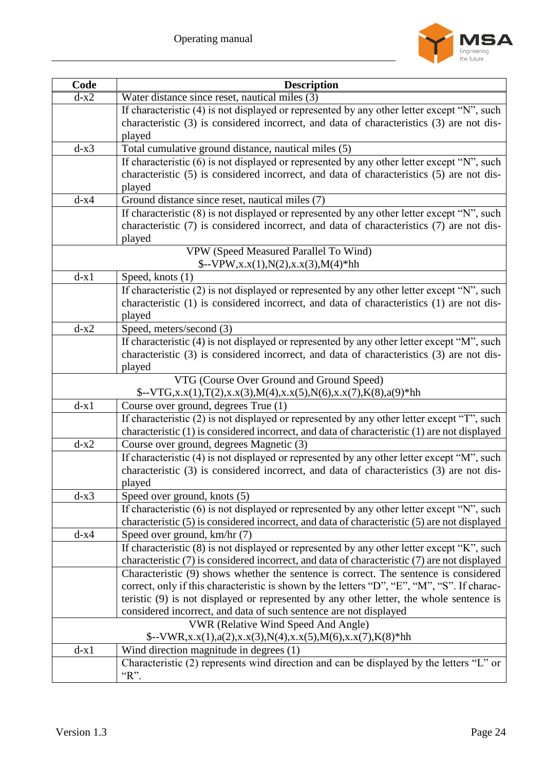| Code | Description |
|---|---|
| d-x2 | Water distance since reset, nautical miles (3) |
| | If characteristic (4) is not displayed or represented by any other letter except "N", such characteristic (3) is considered incorrect, and data of characteristics (3) are not displayed |
| d-x3 | Total cumulative ground distance, nautical miles (5) |
| | If characteristic (6) is not displayed or represented by any other letter except "N", such characteristic (5) is considered incorrect, and data of characteristics (5) are not displayed |
| d-x4 | Ground distance since reset, nautical miles (7) |
| | If characteristic (8) is not displayed or represented by any other letter except "N", such characteristic (7) is considered incorrect, and data of characteristics (7) are not displayed |
| VPW (Speed Measured Parallel To Wind) $--VPW,x.x(1),N(2),x.x(3),M(4)*hh | |
| d-x1 | Speed, knots (1) |
| | If characteristic (2) is not displayed or represented by any other letter except "N", such characteristic (1) is considered incorrect, and data of characteristics (1) are not displayed |
| d-x2 | Speed, meters/second (3) |
| | If characteristic (4) is not displayed or represented by any other letter except "M", such characteristic (3) is considered incorrect, and data of characteristics (3) are not displayed |
| VTG (Course Over Ground and Ground Speed) $--VTG,x.x(1),T(2),x.x(3),M(4),x.x(5),N(6),x.x(7),K(8),a(9)*hh | |
| d-x1 | Course over ground, degrees True (1) |
| | If characteristic (2) is not displayed or represented by any other letter except "T", such characteristic (1) is considered incorrect, and data of characteristic (1) are not displayed |
| d-x2 | Course over ground, degrees Magnetic (3) |
| | If characteristic (4) is not displayed or represented by any other letter except "M", such characteristic (3) is considered incorrect, and data of characteristics (3) are not displayed |
| d-x3 | Speed over ground, knots (5) |
| | If characteristic (6) is not displayed or represented by any other letter except "N", such characteristic (5) is considered incorrect, and data of characteristic (5) are not displayed |
| d-x4 | Speed over ground, km/hr (7) |
| | If characteristic (8) is not displayed or represented by any other letter except "K", such characteristic (7) is considered incorrect, and data of characteristic (7) are not displayed |
| | Characteristic (9) shows whether the sentence is correct. The sentence is considered correct, only if this characteristic is shown by the letters "D", "E", "M", "S". If characteristic (9) is not displayed or represented by any other letter, the whole sentence is considered incorrect, and data of such sentence are not displayed |
| VWR (Relative Wind Speed And Angle) $--VWR,x.x(1),a(2),x.x(3),N(4),x.x(5),M(6),x.x(7),K(8)*hh | |
| d-x1 | Wind direction magnitude in degrees (1) |
| | Characteristic (2) represents wind direction and can be displayed by the letters "L" or "R". |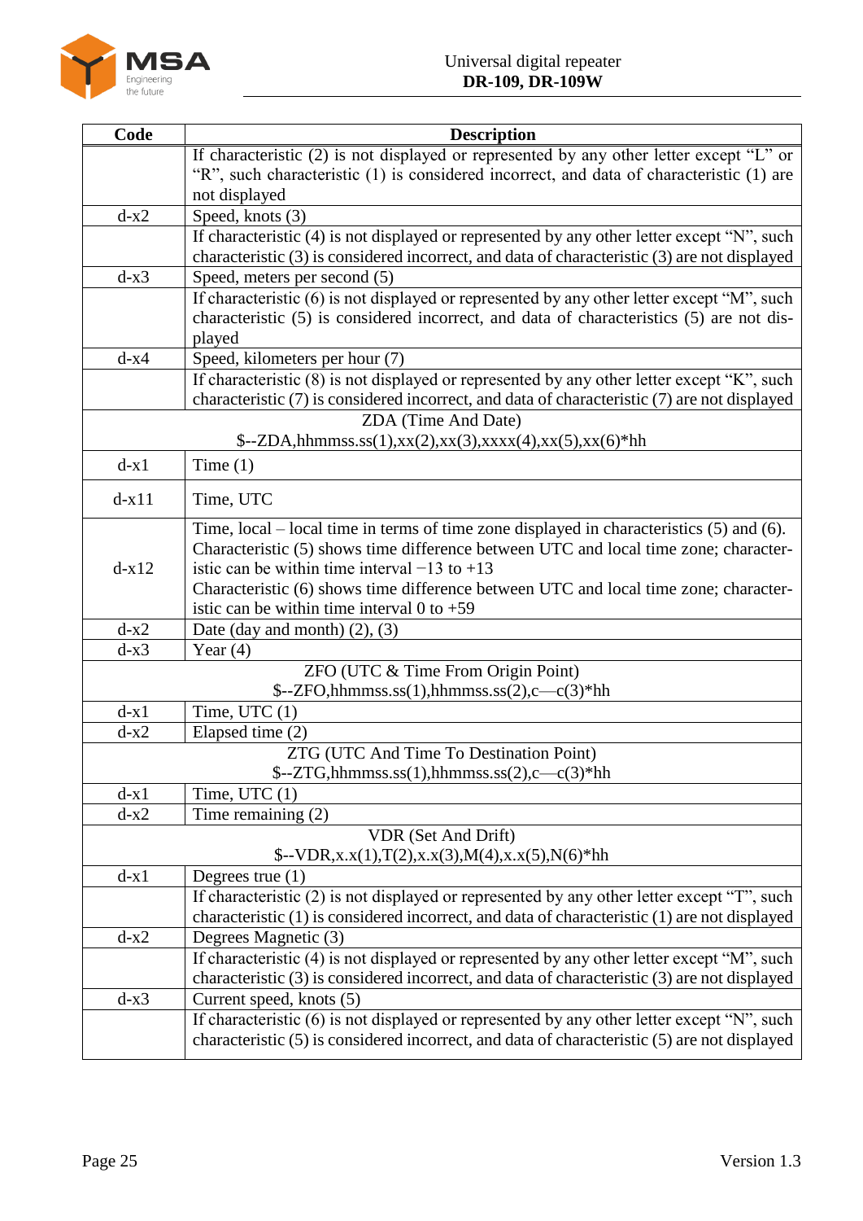| Code | Description |
|---|---|
| | If characteristic (2) is not displayed or represented by any other letter except “L” or “R”, such characteristic (1) is considered incorrect, and data of characteristic (1) are not displayed |
| d-x2 | Speed, knots (3) |
| | If characteristic (4) is not displayed or represented by any other letter except “N”, such characteristic (3) is considered incorrect, and data of characteristic (3) are not displayed |
| d-x3 | Speed, meters per second (5) |
| | If characteristic (6) is not displayed or represented by any other letter except “M”, such characteristic (5) is considered incorrect, and data of characteristics (5) are not displayed |
| d-x4 | Speed, kilometers per hour (7) |
| | If characteristic (8) is not displayed or represented by any other letter except “K”, such characteristic (7) is considered incorrect, and data of characteristic (7) are not displayed |
| ZDA (Time And Date)<br>$--ZDA,hhmmss.ss(1),xx(2),xx(3),xxxx(4),xx(5),xx(6)*hh | |
| d-x1 | Time (1) |
| d-x11 | Time, UTC |
| d-x12 | Time, local – local time in terms of time zone displayed in characteristics (5) and (6). Characteristic (5) shows time difference between UTC and local time zone; characteristic can be within time interval −13 to +13<br>Characteristic (6) shows time difference between UTC and local time zone; characteristic can be within time interval 0 to +59 |
| d-x2 | Date (day and month) (2), (3) |
| d-x3 | Year (4) |
| ZFO (UTC & Time From Origin Point)<br>$--ZFO,hhmmss.ss(1),hhmmss.ss(2),c—c(3)*hh | |
| d-x1 | Time, UTC (1) |
| d-x2 | Elapsed time (2) |
| ZTG (UTC And Time To Destination Point)<br>$--ZTG,hhmmss.ss(1),hhmmss.ss(2),c—c(3)*hh | |
| d-x1 | Time, UTC (1) |
| d-x2 | Time remaining (2) |
| VDR (Set And Drift)<br>$--VDR,x.x(1),T(2),x.x(3),M(4),x.x(5),N(6)*hh | |
| d-x1 | Degrees true (1) |
| | If characteristic (2) is not displayed or represented by any other letter except “T”, such characteristic (1) is considered incorrect, and data of characteristic (1) are not displayed |
| d-x2 | Degrees Magnetic (3) |
| | If characteristic (4) is not displayed or represented by any other letter except “M”, such characteristic (3) is considered incorrect, and data of characteristic (3) are not displayed |
| d-x3 | Current speed, knots (5) |
| | If characteristic (6) is not displayed or represented by any other letter except “N”, such characteristic (5) is considered incorrect, and data of characteristic (5) are not displayed |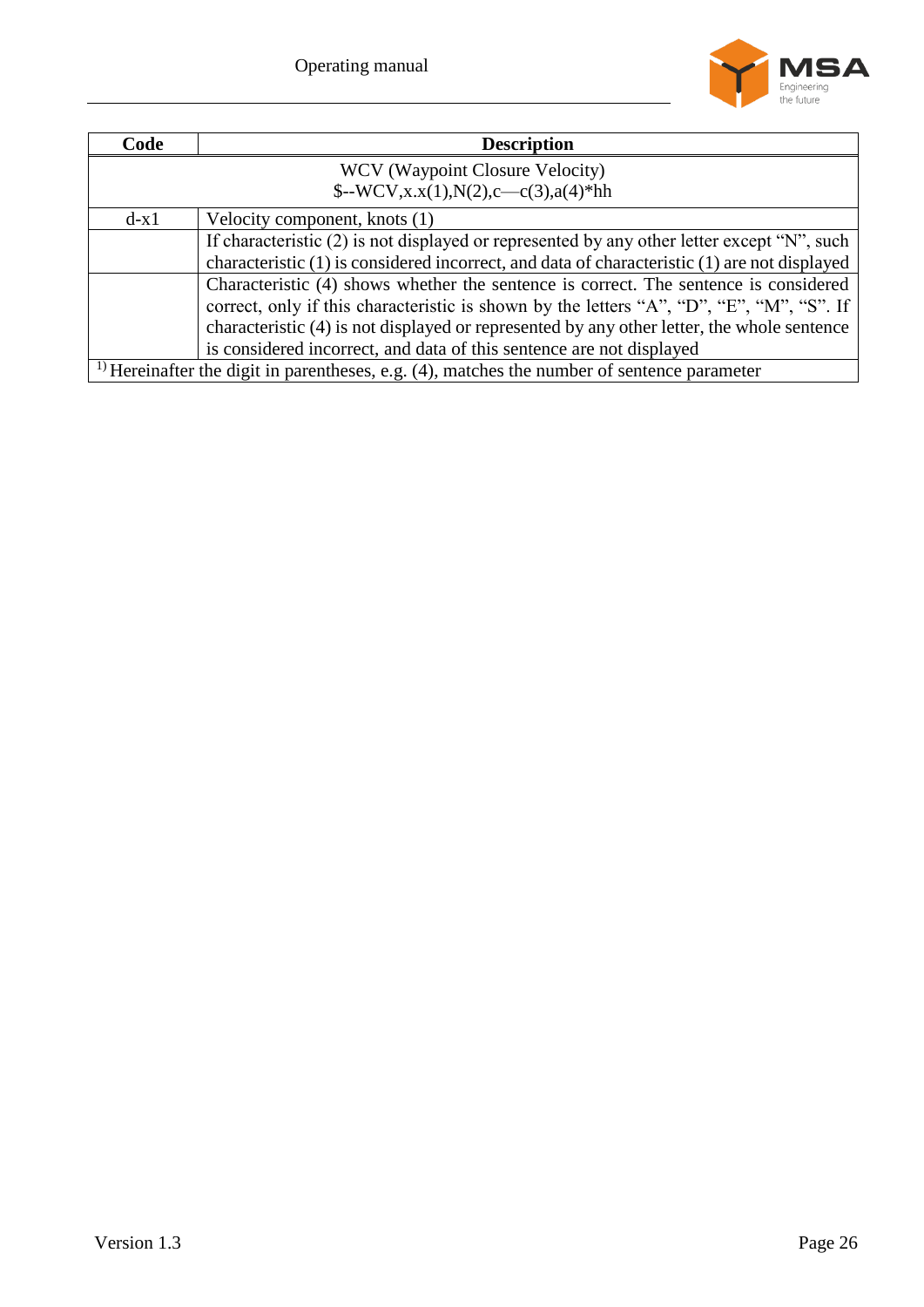| Code | Description |
|---|---|
| WCV (Waypoint Closure Velocity)<br>$--WCV,x.x(1),N(2),c—c(3),a(4)*hh | |
| d-x1 | Velocity component, knots (1) |
| | If characteristic (2) is not displayed or represented by any other letter except “N”, such characteristic (1) is considered incorrect, and data of characteristic (1) are not displayed |
| | Characteristic (4) shows whether the sentence is correct. The sentence is considered correct, only if this characteristic is shown by the letters “A”, “D”, “E”, “M”, “S”. If characteristic (4) is not displayed or represented by any other letter, the whole sentence is considered incorrect, and data of this sentence are not displayed |
| [1)] Hereinafter the digit in parentheses, e.g. (4), matches the number of sentence parameter | |